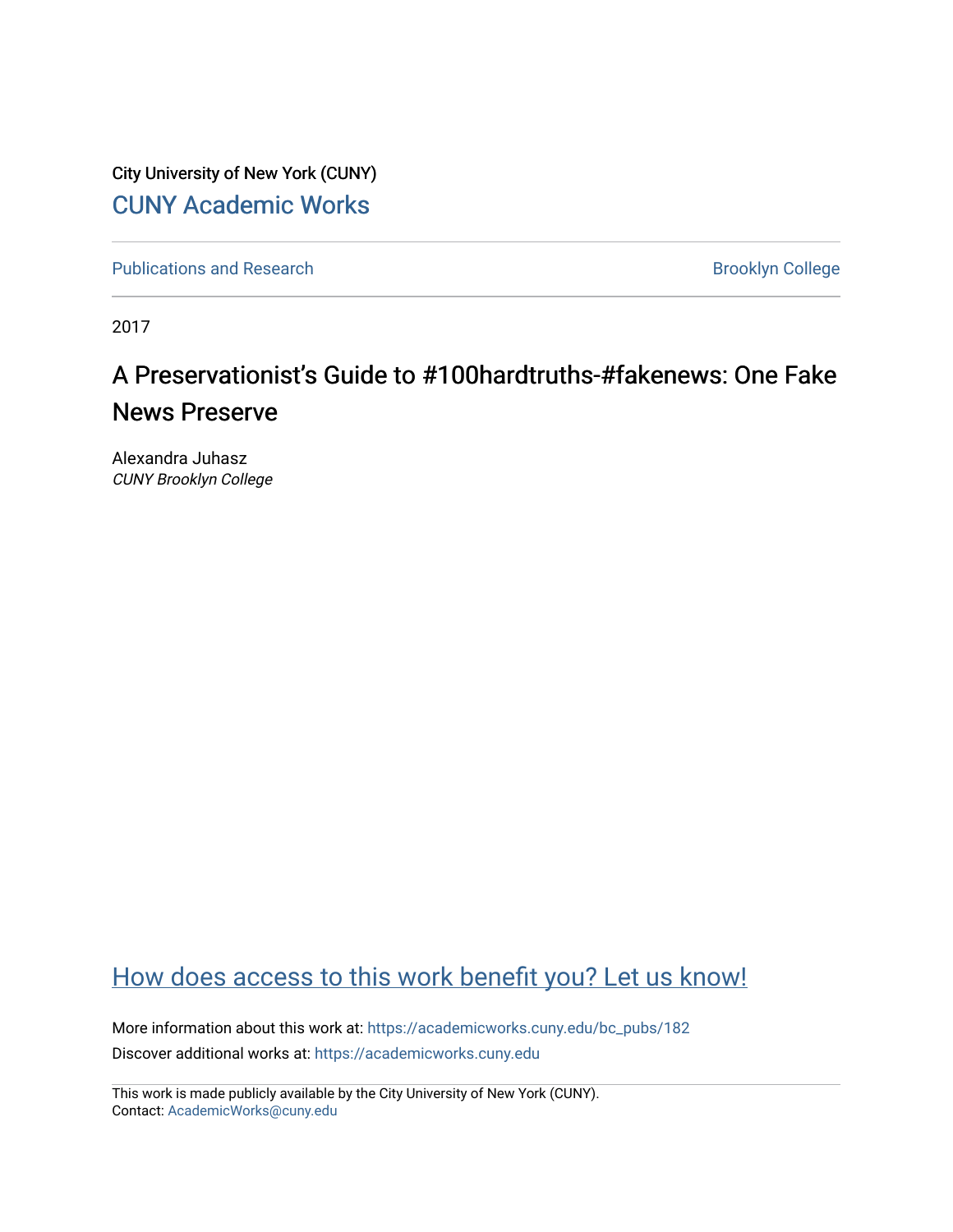City University of New York (CUNY)

CUNY Academic Works

Publications and Research

Brooklyn College

2017

# A Preservationist's Guide to #100hardtruths-#fakenews: One Fake News Preserve

Alexandra Juhasz
*CUNY Brooklyn College*

How does access to this work benefit you? Let us know!

More information about this work at: https://academicworks.cuny.edu/bc_pubs/182

Discover additional works at: https://academicworks.cuny.edu

This work is made publicly available by the City University of New York (CUNY).
Contact: AcademicWorks@cuny.edu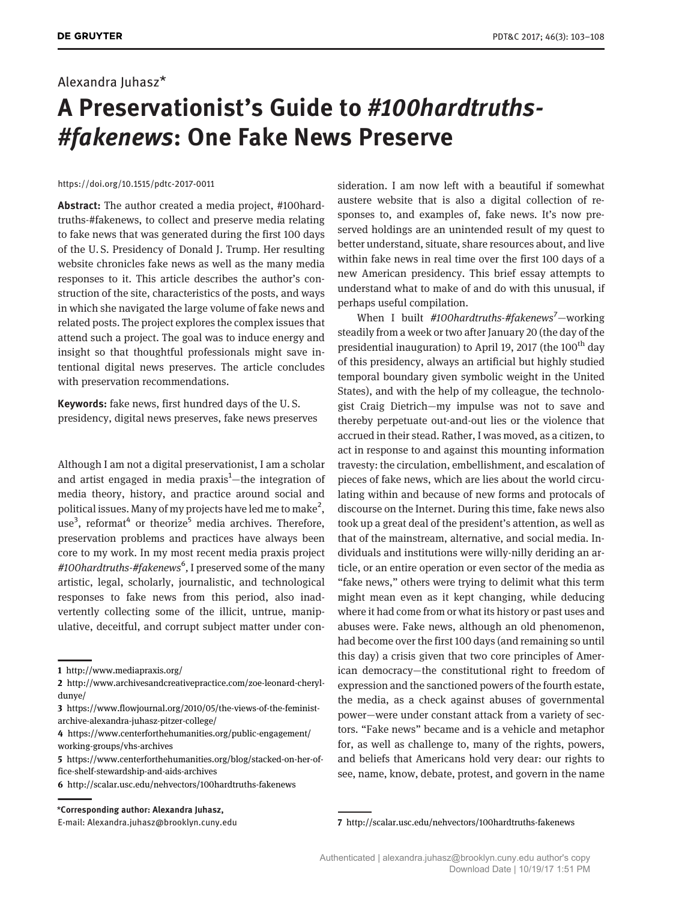Alexandra Juhasz*

# A Preservationist's Guide to *#100hardtruths-#fakenews*: One Fake News Preserve

https://doi.org/10.1515/pdtc-2017-0011

**Abstract:** The author created a media project, #100hardtruths-#fakenews, to collect and preserve media relating to fake news that was generated during the first 100 days of the U. S. Presidency of Donald J. Trump. Her resulting website chronicles fake news as well as the many media responses to it. This article describes the author's construction of the site, characteristics of the posts, and ways in which she navigated the large volume of fake news and related posts. The project explores the complex issues that attend such a project. The goal was to induce energy and insight so that thoughtful professionals might save intentional digital news preserves. The article concludes with preservation recommendations.

**Keywords:** fake news, first hundred days of the U. S. presidency, digital news preserves, fake news preserves

Although I am not a digital preservationist, I am a scholar and artist engaged in media praxis[1]—the integration of media theory, history, and practice around social and political issues. Many of my projects have led me to make[2], use[3], reformat[4] or theorize[5] media archives. Therefore, preservation problems and practices have always been core to my work. In my most recent media praxis project *#100hardtruths-#fakenews*[6], I preserved some of the many artistic, legal, scholarly, journalistic, and technological responses to fake news from this period, also inadvertently collecting some of the illicit, untrue, manipulative, deceitful, and corrupt subject matter under consideration. I am now left with a beautiful if somewhat austere website that is also a digital collection of responses to, and examples of, fake news. It's now preserved holdings are an unintended result of my quest to better understand, situate, share resources about, and live within fake news in real time over the first 100 days of a new American presidency. This brief essay attempts to understand what to make of and do with this unusual, if perhaps useful compilation.

When I built *#100hardtruths-#fakenews*[7]—working steadily from a week or two after January 20 (the day of the presidential inauguration) to April 19, 2017 (the 100th day of this presidency, always an artificial but highly studied temporal boundary given symbolic weight in the United States), and with the help of my colleague, the technologist Craig Dietrich—my impulse was not to save and thereby perpetuate out-and-out lies or the violence that accrued in their stead. Rather, I was moved, as a citizen, to act in response to and against this mounting information travesty: the circulation, embellishment, and escalation of pieces of fake news, which are lies about the world circulating within and because of new forms and protocals of discourse on the Internet. During this time, fake news also took up a great deal of the president's attention, as well as that of the mainstream, alternative, and social media. Individuals and institutions were willy-nilly deriding an article, or an entire operation or even sector of the media as "fake news," others were trying to delimit what this term might mean even as it kept changing, while deducing where it had come from or what its history or past uses and abuses were. Fake news, although an old phenomenon, had become over the first 100 days (and remaining so until this day) a crisis given that two core principles of American democracy—the constitutional right to freedom of expression and the sanctioned powers of the fourth estate, the media, as a check against abuses of governmental power—were under constant attack from a variety of sectors. "Fake news" became and is a vehicle and metaphor for, as well as challenge to, many of the rights, powers, and beliefs that Americans hold very dear: our rights to see, name, know, debate, protest, and govern in the name

---

1 http://www.mediapraxis.org/

2 http://www.archivesandcreativepractice.com/zoe-leonard-cheryl-dunye/

3 https://www.flowjournal.org/2010/05/the-views-of-the-feminist-archive-alexandra-juhasz-pitzer-college/

4 https://www.centerforthehumanities.org/public-engagement/working-groups/vhs-archives

5 https://www.centerforthehumanities.org/blog/stacked-on-her-office-shelf-stewardship-and-aids-archives

6 http://scalar.usc.edu/nehvectors/100hardtruths-fakenews

7 http://scalar.usc.edu/nehvectors/100hardtruths-fakenews

**\*Corresponding author: Alexandra Juhasz,**
E-mail: Alexandra.juhasz@brooklyn.cuny.edu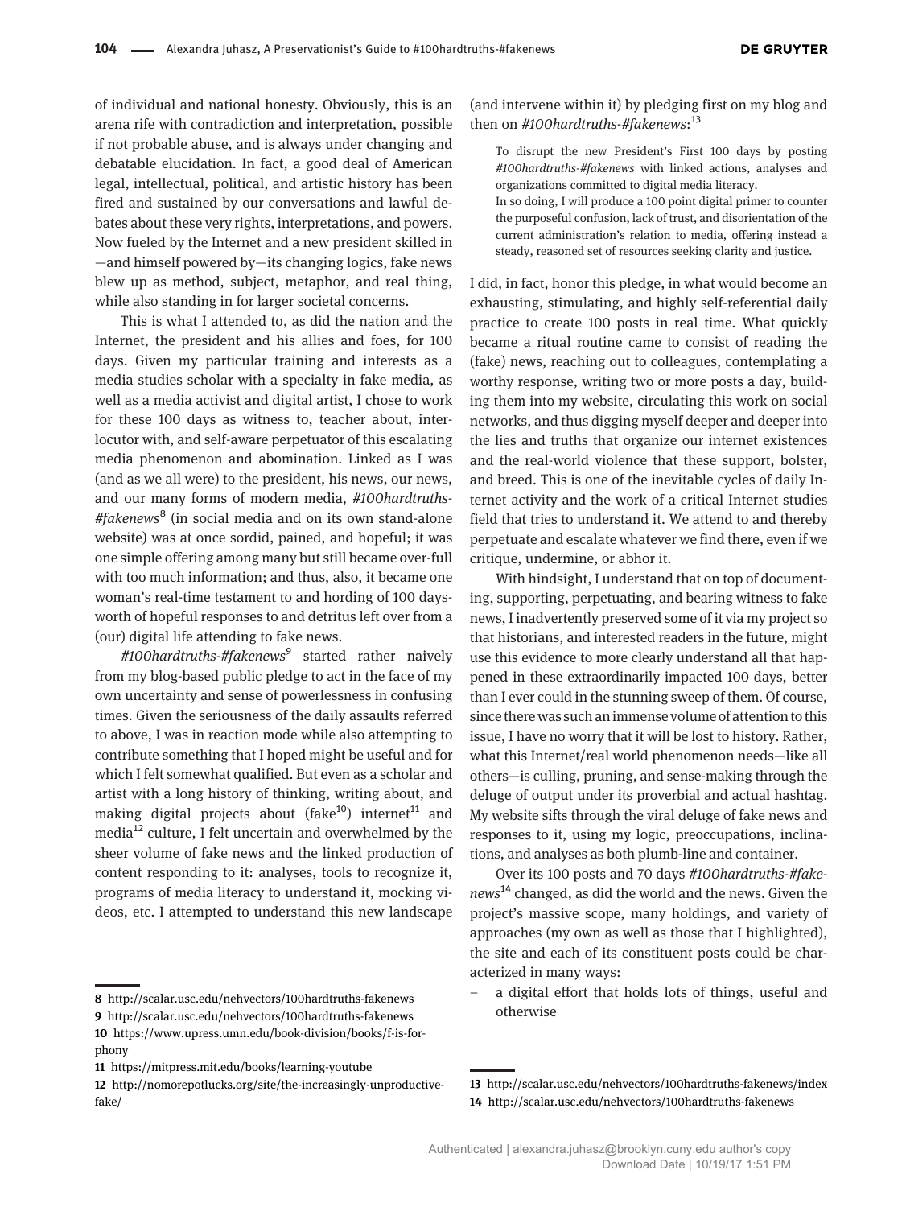of individual and national honesty. Obviously, this is an arena rife with contradiction and interpretation, possible if not probable abuse, and is always under changing and debatable elucidation. In fact, a good deal of American legal, intellectual, political, and artistic history has been fired and sustained by our conversations and lawful debates about these very rights, interpretations, and powers. Now fueled by the Internet and a new president skilled in—and himself powered by—its changing logics, fake news blew up as method, subject, metaphor, and real thing, while also standing in for larger societal concerns.

This is what I attended to, as did the nation and the Internet, the president and his allies and foes, for 100 days. Given my particular training and interests as a media studies scholar with a specialty in fake media, as well as a media activist and digital artist, I chose to work for these 100 days as witness to, teacher about, interlocutor with, and self-aware perpetuator of this escalating media phenomenon and abomination. Linked as I was (and as we all were) to the president, his news, our news, and our many forms of modern media, *#100hardtruths-#fakenews*[8] (in social media and on its own stand-alone website) was at once sordid, pained, and hopeful; it was one simple offering among many but still became over-full with too much information; and thus, also, it became one woman's real-time testament to and hording of 100 days-worth of hopeful responses to and detritus left over from a (our) digital life attending to fake news.

*#100hardtruths-#fakenews*[9] started rather naively from my blog-based public pledge to act in the face of my own uncertainty and sense of powerlessness in confusing times. Given the seriousness of the daily assaults referred to above, I was in reaction mode while also attempting to contribute something that I hoped might be useful and for which I felt somewhat qualified. But even as a scholar and artist with a long history of thinking, writing about, and making digital projects about (fake[10]) internet[11] and media[12] culture, I felt uncertain and overwhelmed by the sheer volume of fake news and the linked production of content responding to it: analyses, tools to recognize it, programs of media literacy to understand it, mocking videos, etc. I attempted to understand this new landscape (and intervene within it) by pledging first on my blog and then on *#100hardtruths-#fakenews*:[13]

> To disrupt the new President's First 100 days by posting *#100hardtruths-#fakenews* with linked actions, analyses and organizations committed to digital media literacy.
> In so doing, I will produce a 100 point digital primer to counter the purposeful confusion, lack of trust, and disorientation of the current administration's relation to media, offering instead a steady, reasoned set of resources seeking clarity and justice.

I did, in fact, honor this pledge, in what would become an exhausting, stimulating, and highly self-referential daily practice to create 100 posts in real time. What quickly became a ritual routine came to consist of reading the (fake) news, reaching out to colleagues, contemplating a worthy response, writing two or more posts a day, building them into my website, circulating this work on social networks, and thus digging myself deeper and deeper into the lies and truths that organize our internet existences and the real-world violence that these support, bolster, and breed. This is one of the inevitable cycles of daily Internet activity and the work of a critical Internet studies field that tries to understand it. We attend to and thereby perpetuate and escalate whatever we find there, even if we critique, undermine, or abhor it.

With hindsight, I understand that on top of documenting, supporting, perpetuating, and bearing witness to fake news, I inadvertently preserved some of it via my project so that historians, and interested readers in the future, might use this evidence to more clearly understand all that happened in these extraordinarily impacted 100 days, better than I ever could in the stunning sweep of them. Of course, since there was such an immense volume of attention to this issue, I have no worry that it will be lost to history. Rather, what this Internet/real world phenomenon needs—like all others—is culling, pruning, and sense-making through the deluge of output under its proverbial and actual hashtag. My website sifts through the viral deluge of fake news and responses to it, using my logic, preoccupations, inclinations, and analyses as both plumb-line and container.

Over its 100 posts and 70 days *#100hardtruths-#fakenews*[14] changed, as did the world and the news. Given the project's massive scope, many holdings, and variety of approaches (my own as well as those that I highlighted), the site and each of its constituent posts could be characterized in many ways:

- a digital effort that holds lots of things, useful and otherwise

---

8 http://scalar.usc.edu/nehvectors/100hardtruths-fakenews

9 http://scalar.usc.edu/nehvectors/100hardtruths-fakenews

10 https://www.upress.umn.edu/book-division/books/f-is-for-phony

11 https://mitpress.mit.edu/books/learning-youtube

12 http://nomorepotlucks.org/site/the-increasingly-unproductive-fake/

13 http://scalar.usc.edu/nehvectors/100hardtruths-fakenews/index

14 http://scalar.usc.edu/nehvectors/100hardtruths-fakenews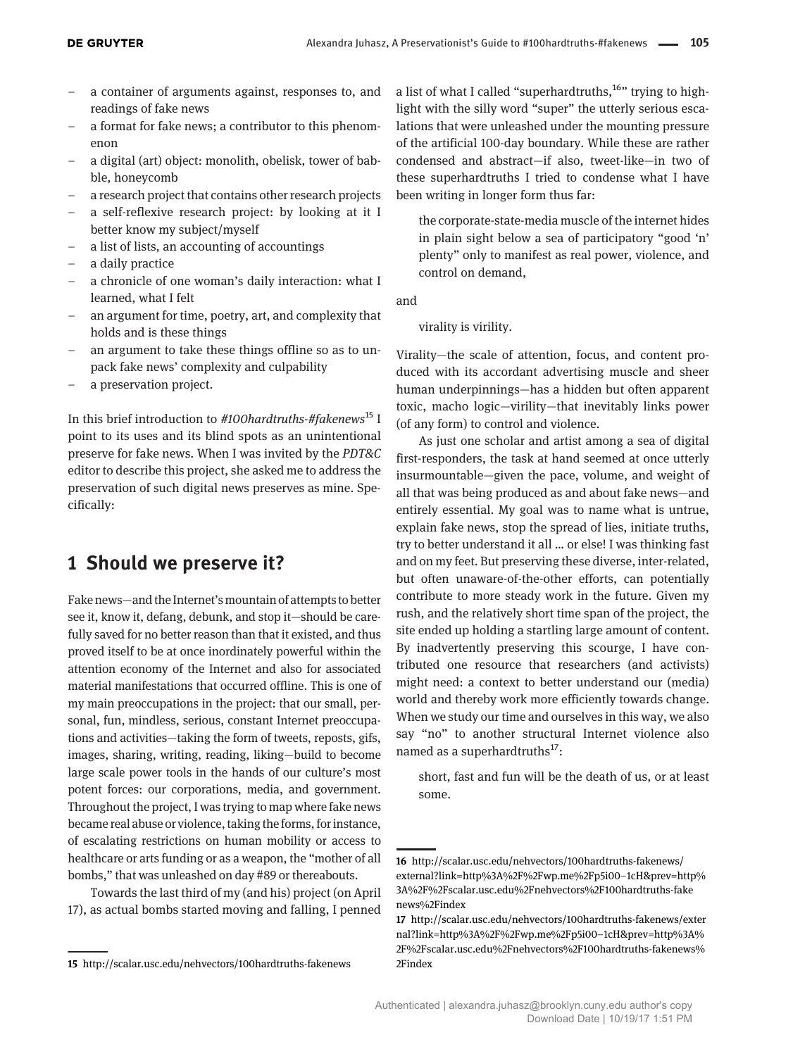- a container of arguments against, responses to, and readings of fake news
- a format for fake news; a contributor to this phenomenon
- a digital (art) object: monolith, obelisk, tower of babble, honeycomb
- a research project that contains other research projects
- a self-reflexive research project: by looking at it I better know my subject/myself
- a list of lists, an accounting of accountings
- a daily practice
- a chronicle of one woman's daily interaction: what I learned, what I felt
- an argument for time, poetry, art, and complexity that holds and is these things
- an argument to take these things offline so as to unpack fake news' complexity and culpability
- a preservation project.

In this brief introduction to *#100hardtruths-#fakenews*[15] I point to its uses and its blind spots as an unintentional preserve for fake news. When I was invited by the *PDT&C* editor to describe this project, she asked me to address the preservation of such digital news preserves as mine. Specifically:

## 1 Should we preserve it?

Fake news—and the Internet's mountain of attempts to better see it, know it, defang, debunk, and stop it—should be carefully saved for no better reason than that it existed, and thus proved itself to be at once inordinately powerful within the attention economy of the Internet and also for associated material manifestations that occurred offline. This is one of my main preoccupations in the project: that our small, personal, fun, mindless, serious, constant Internet preoccupations and activities—taking the form of tweets, reposts, gifs, images, sharing, writing, reading, liking—build to become large scale power tools in the hands of our culture's most potent forces: our corporations, media, and government. Throughout the project, I was trying to map where fake news became real abuse or violence, taking the forms, for instance, of escalating restrictions on human mobility or access to healthcare or arts funding or as a weapon, the "mother of all bombs," that was unleashed on day #89 or thereabouts.

Towards the last third of my (and his) project (on April 17), as actual bombs started moving and falling, I penned a list of what I called "superhardtruths,[16]" trying to highlight with the silly word "super" the utterly serious escalations that were unleashed under the mounting pressure of the artificial 100-day boundary. While these are rather condensed and abstract—if also, tweet-like—in two of these superhardtruths I tried to condense what I have been writing in longer form thus far:

> the corporate-state-media muscle of the internet hides in plain sight below a sea of participatory "good 'n' plenty" only to manifest as real power, violence, and control on demand,

and

> virality is virility.

Virality—the scale of attention, focus, and content produced with its accordant advertising muscle and sheer human underpinnings—has a hidden but often apparent toxic, macho logic—virility—that inevitably links power (of any form) to control and violence.

As just one scholar and artist among a sea of digital first-responders, the task at hand seemed at once utterly insurmountable—given the pace, volume, and weight of all that was being produced as and about fake news—and entirely essential. My goal was to name what is untrue, explain fake news, stop the spread of lies, initiate truths, try to better understand it all … or else! I was thinking fast and on my feet. But preserving these diverse, inter-related, but often unaware-of-the-other efforts, can potentially contribute to more steady work in the future. Given my rush, and the relatively short time span of the project, the site ended up holding a startling large amount of content. By inadvertently preserving this scourge, I have contributed one resource that researchers (and activists) might need: a context to better understand our (media) world and thereby work more efficiently towards change. When we study our time and ourselves in this way, we also say "no" to another structural Internet violence also named as a superhardtruths[17]:

> short, fast and fun will be the death of us, or at least some.

---

15 http://scalar.usc.edu/nehvectors/100hardtruths-fakenews

16 http://scalar.usc.edu/nehvectors/100hardtruths-fakenews/external?link=http%3A%2F%2Fwp.me%2Fp5i00-1cH&prev=http%3A%2F%2Fscalar.usc.edu%2Fnehvectors%2F100hardtruths-fakenews%2Findex

17 http://scalar.usc.edu/nehvectors/100hardtruths-fakenews/external?link=http%3A%2F%2Fwp.me%2Fp5i00-1cH&prev=http%3A%2F%2Fscalar.usc.edu%2Fnehvectors%2F100hardtruths-fakenews%2Findex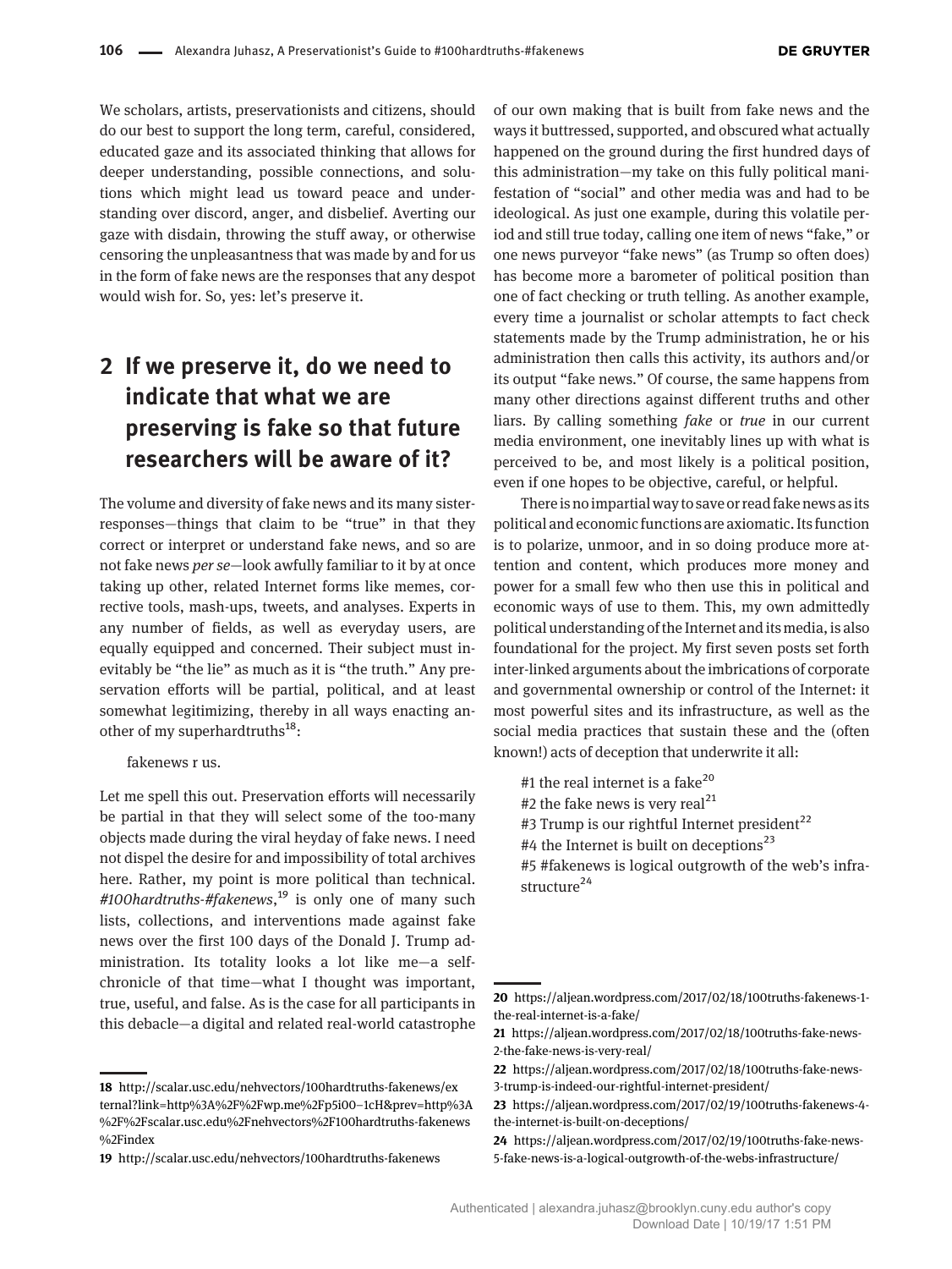We scholars, artists, preservationists and citizens, should do our best to support the long term, careful, considered, educated gaze and its associated thinking that allows for deeper understanding, possible connections, and solutions which might lead us toward peace and understanding over discord, anger, and disbelief. Averting our gaze with disdain, throwing the stuff away, or otherwise censoring the unpleasantness that was made by and for us in the form of fake news are the responses that any despot would wish for. So, yes: let's preserve it.

## 2 If we preserve it, do we need to indicate that what we are preserving is fake so that future researchers will be aware of it?

The volume and diversity of fake news and its many sister-responses—things that claim to be "true" in that they correct or interpret or understand fake news, and so are not fake news *per se*—look awfully familiar to it by at once taking up other, related Internet forms like memes, corrective tools, mash-ups, tweets, and analyses. Experts in any number of fields, as well as everyday users, are equally equipped and concerned. Their subject must inevitably be "the lie" as much as it is "the truth." Any preservation efforts will be partial, political, and at least somewhat legitimizing, thereby in all ways enacting another of my superhardtruths[18]:

fakenews r us.

Let me spell this out. Preservation efforts will necessarily be partial in that they will select some of the too-many objects made during the viral heyday of fake news. I need not dispel the desire for and impossibility of total archives here. Rather, my point is more political than technical. *#100hardtruths-#fakenews*,[19] is only one of many such lists, collections, and interventions made against fake news over the first 100 days of the Donald J. Trump administration. Its totality looks a lot like me—a self-chronicle of that time—what I thought was important, true, useful, and false. As is the case for all participants in this debacle—a digital and related real-world catastrophe of our own making that is built from fake news and the ways it buttressed, supported, and obscured what actually happened on the ground during the first hundred days of this administration—my take on this fully political manifestation of "social" and other media was and had to be ideological. As just one example, during this volatile period and still true today, calling one item of news "fake," or one news purveyor "fake news" (as Trump so often does) has become more a barometer of political position than one of fact checking or truth telling. As another example, every time a journalist or scholar attempts to fact check statements made by the Trump administration, he or his administration then calls this activity, its authors and/or its output "fake news." Of course, the same happens from many other directions against different truths and other liars. By calling something *fake* or *true* in our current media environment, one inevitably lines up with what is perceived to be, and most likely is a political position, even if one hopes to be objective, careful, or helpful.

There is no impartial way to save or read fake news as its political and economic functions are axiomatic. Its function is to polarize, unmoor, and in so doing produce more attention and content, which produces more money and power for a small few who then use this in political and economic ways of use to them. This, my own admittedly political understanding of the Internet and its media, is also foundational for the project. My first seven posts set forth inter-linked arguments about the imbrications of corporate and governmental ownership or control of the Internet: it most powerful sites and its infrastructure, as well as the social media practices that sustain these and the (often known!) acts of deception that underwrite it all:

#1 the real internet is a fake[20]
#2 the fake news is very real[21]
#3 Trump is our rightful Internet president[22]
#4 the Internet is built on deceptions[23]
#5 #fakenews is logical outgrowth of the web's infrastructure[24]

---

18 http://scalar.usc.edu/nehvectors/100hardtruths-fakenews/external?link=http%3A%2F%2Fwp.me%2Fp5i0O–1cH&prev=http%3A%2F%2Fscalar.usc.edu%2Fnehvectors%2F100hardtruths-fakenews%2Findex

19 http://scalar.usc.edu/nehvectors/100hardtruths-fakenews

20 https://aljean.wordpress.com/2017/02/18/100truths-fakenews-1-the-real-internet-is-a-fake/

21 https://aljean.wordpress.com/2017/02/18/100truths-fake-news-2-the-fake-news-is-very-real/

22 https://aljean.wordpress.com/2017/02/18/100truths-fake-news-3-trump-is-indeed-our-rightful-internet-president/

23 https://aljean.wordpress.com/2017/02/19/100truths-fakenews-4-the-internet-is-built-on-deceptions/

24 https://aljean.wordpress.com/2017/02/19/100truths-fake-news-5-fake-news-is-a-logical-outgrowth-of-the-webs-infrastructure/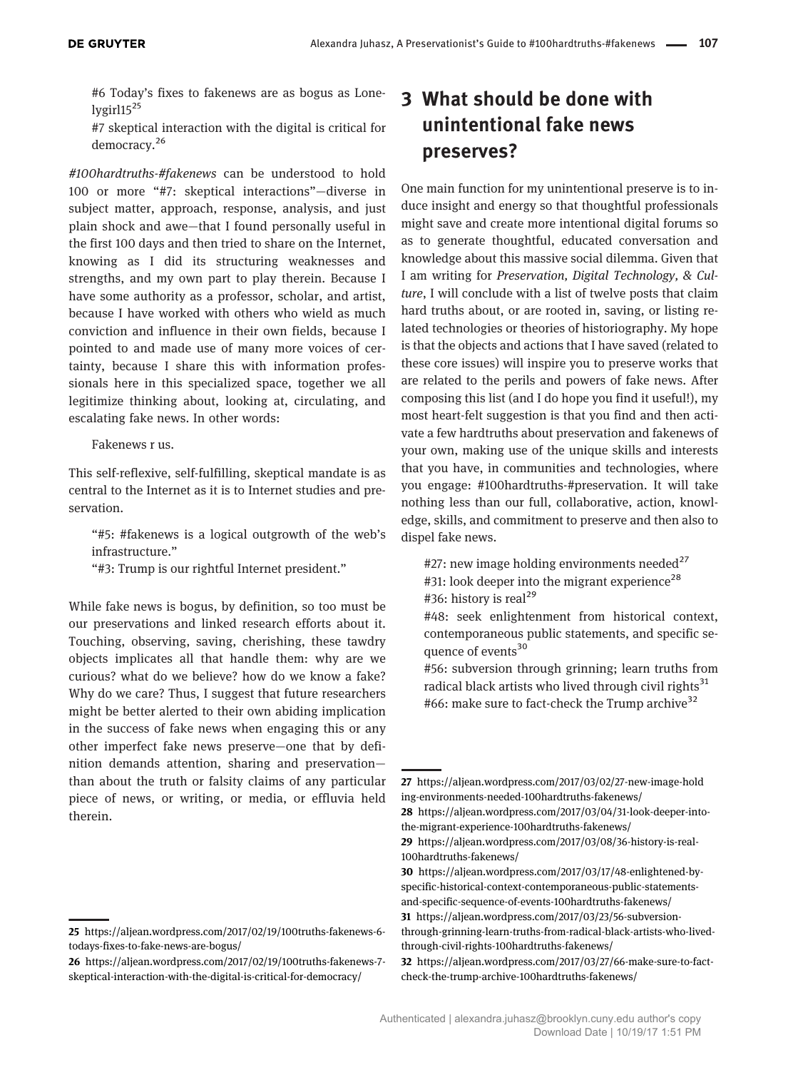#6 Today's fixes to fakenews are as bogus as Lonelygirl15[25]

#7 skeptical interaction with the digital is critical for democracy.[26]

*#100hardtruths-#fakenews* can be understood to hold 100 or more "#7: skeptical interactions"—diverse in subject matter, approach, response, analysis, and just plain shock and awe—that I found personally useful in the first 100 days and then tried to share on the Internet, knowing as I did its structuring weaknesses and strengths, and my own part to play therein. Because I have some authority as a professor, scholar, and artist, because I have worked with others who wield as much conviction and influence in their own fields, because I pointed to and made use of many more voices of certainty, because I share this with information professionals here in this specialized space, together we all legitimize thinking about, looking at, circulating, and escalating fake news. In other words:

Fakenews r us.

This self-reflexive, self-fulfilling, skeptical mandate is as central to the Internet as it is to Internet studies and preservation.

"#5: #fakenews is a logical outgrowth of the web's infrastructure."

"#3: Trump is our rightful Internet president."

While fake news is bogus, by definition, so too must be our preservations and linked research efforts about it. Touching, observing, saving, cherishing, these tawdry objects implicates all that handle them: why are we curious? what do we believe? how do we know a fake? Why do we care? Thus, I suggest that future researchers might be better alerted to their own abiding implication in the success of fake news when engaging this or any other imperfect fake news preserve—one that by definition demands attention, sharing and preservation—than about the truth or falsity claims of any particular piece of news, or writing, or media, or effluvia held therein.

## 3 What should be done with unintentional fake news preserves?

One main function for my unintentional preserve is to induce insight and energy so that thoughtful professionals might save and create more intentional digital forums so as to generate thoughtful, educated conversation and knowledge about this massive social dilemma. Given that I am writing for *Preservation, Digital Technology, & Culture*, I will conclude with a list of twelve posts that claim hard truths about, or are rooted in, saving, or listing related technologies or theories of historiography. My hope is that the objects and actions that I have saved (related to these core issues) will inspire you to preserve works that are related to the perils and powers of fake news. After composing this list (and I do hope you find it useful!), my most heart-felt suggestion is that you find and then activate a few hardtruths about preservation and fakenews of your own, making use of the unique skills and interests that you have, in communities and technologies, where you engage: #100hardtruths-#preservation. It will take nothing less than our full, collaborative, action, knowledge, skills, and commitment to preserve and then also to dispel fake news.

#27: new image holding environments needed[27]

#31: look deeper into the migrant experience[28]

#36: history is real[29]

#48: seek enlightenment from historical context, contemporaneous public statements, and specific sequence of events[30]

#56: subversion through grinning; learn truths from radical black artists who lived through civil rights[31]

#66: make sure to fact-check the Trump archive[32]

---

25 https://aljean.wordpress.com/2017/02/19/100truths-fakenews-6-todays-fixes-to-fake-news-are-bogus/

26 https://aljean.wordpress.com/2017/02/19/100truths-fakenews-7-skeptical-interaction-with-the-digital-is-critical-for-democracy/

27 https://aljean.wordpress.com/2017/03/02/27-new-image-holding-environments-needed-100hardtruths-fakenews/

28 https://aljean.wordpress.com/2017/03/04/31-look-deeper-into-the-migrant-experience-100hardtruths-fakenews/

29 https://aljean.wordpress.com/2017/03/08/36-history-is-real-100hardtruths-fakenews/

30 https://aljean.wordpress.com/2017/03/17/48-enlightened-by-specific-historical-context-contemporaneous-public-statements-and-specific-sequence-of-events-100hardtruths-fakenews/

31 https://aljean.wordpress.com/2017/03/23/56-subversion-through-grinning-learn-truths-from-radical-black-artists-who-lived-through-civil-rights-100hardtruths-fakenews/

32 https://aljean.wordpress.com/2017/03/27/66-make-sure-to-fact-check-the-trump-archive-100hardtruths-fakenews/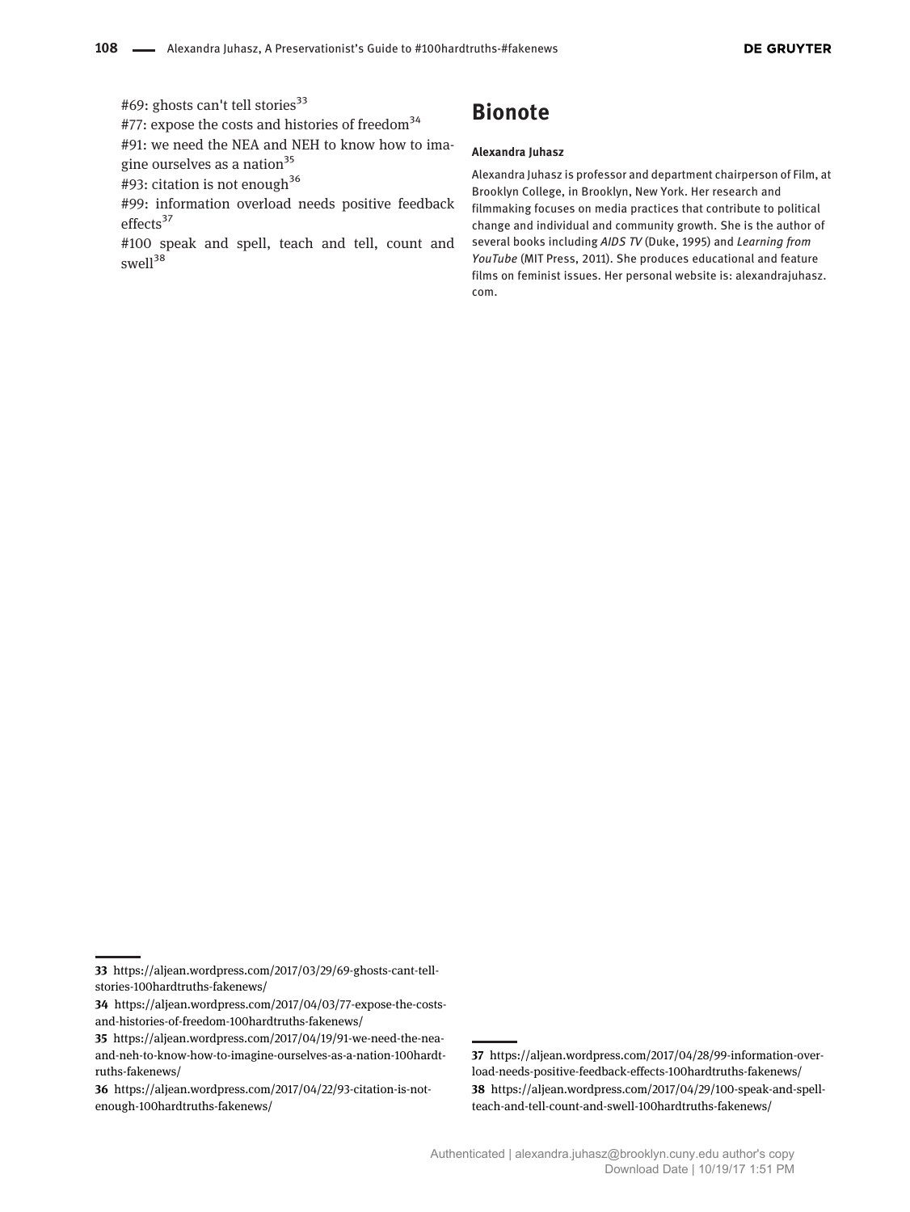#69: ghosts can't tell stories[33]

#77: expose the costs and histories of freedom[34]

#91: we need the NEA and NEH to know how to imagine ourselves as a nation[35]

#93: citation is not enough[36]

#99: information overload needs positive feedback effects[37]

#100 speak and spell, teach and tell, count and swell[38]

## Bionote

**Alexandra Juhasz**

Alexandra Juhasz is professor and department chairperson of Film, at Brooklyn College, in Brooklyn, New York. Her research and filmmaking focuses on media practices that contribute to political change and individual and community growth. She is the author of several books including *AIDS TV* (Duke, 1995) and *Learning from YouTube* (MIT Press, 2011). She produces educational and feature films on feminist issues. Her personal website is: alexandrajuhasz.com.

---

**33** https://aljean.wordpress.com/2017/03/29/69-ghosts-cant-tell-stories-100hardtruths-fakenews/

**34** https://aljean.wordpress.com/2017/04/03/77-expose-the-costs-and-histories-of-freedom-100hardtruths-fakenews/

**35** https://aljean.wordpress.com/2017/04/19/91-we-need-the-nea-and-neh-to-know-how-to-imagine-ourselves-as-a-nation-100hardtruths-fakenews/

**36** https://aljean.wordpress.com/2017/04/22/93-citation-is-not-enough-100hardtruths-fakenews/

**37** https://aljean.wordpress.com/2017/04/28/99-information-overload-needs-positive-feedback-effects-100hardtruths-fakenews/

**38** https://aljean.wordpress.com/2017/04/29/100-speak-and-spell-teach-and-tell-count-and-swell-100hardtruths-fakenews/